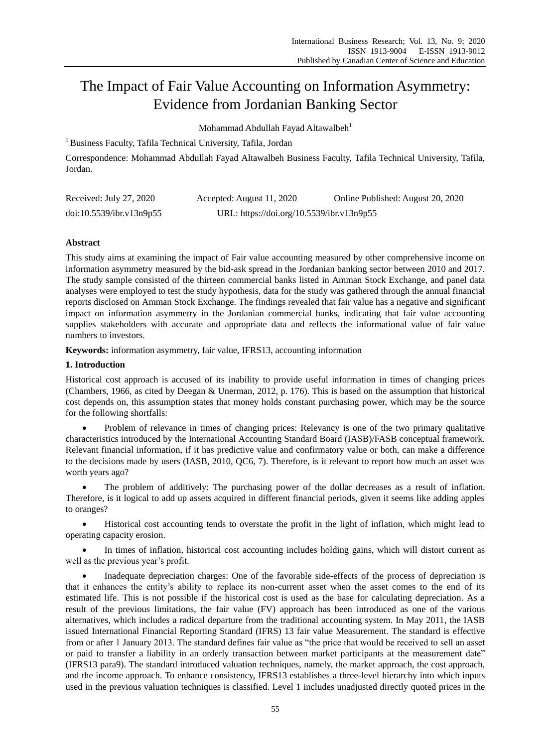# The Impact of Fair Value Accounting on Information Asymmetry: Evidence from Jordanian Banking Sector

Mohammad Abdullah Fayad Altawalbeh[1]

[1] Business Faculty, Tafila Technical University, Tafila, Jordan

Correspondence: Mohammad Abdullah Fayad Altawalbeh Business Faculty, Tafila Technical University, Tafila, Jordan.

Received: July 27, 2020 Accepted: August 11, 2020 Online Published: August 20, 2020

doi:10.5539/ibr.v13n9p55 URL: https://doi.org/10.5539/ibr.v13n9p55

## Abstract

This study aims at examining the impact of Fair value accounting measured by other comprehensive income on information asymmetry measured by the bid-ask spread in the Jordanian banking sector between 2010 and 2017. The study sample consisted of the thirteen commercial banks listed in Amman Stock Exchange, and panel data analyses were employed to test the study hypothesis, data for the study was gathered through the annual financial reports disclosed on Amman Stock Exchange. The findings revealed that fair value has a negative and significant impact on information asymmetry in the Jordanian commercial banks, indicating that fair value accounting supplies stakeholders with accurate and appropriate data and reflects the informational value of fair value numbers to investors.

**Keywords:** information asymmetry, fair value, IFRS13, accounting information

## 1. Introduction

Historical cost approach is accused of its inability to provide useful information in times of changing prices (Chambers, 1966, as cited by Deegan & Unerman, 2012, p. 176). This is based on the assumption that historical cost depends on, this assumption states that money holds constant purchasing power, which may be the source for the following shortfalls:

- Problem of relevance in times of changing prices: Relevancy is one of the two primary qualitative characteristics introduced by the International Accounting Standard Board (IASB)/FASB conceptual framework. Relevant financial information, if it has predictive value and confirmatory value or both, can make a difference to the decisions made by users (IASB, 2010, QC6, 7). Therefore, is it relevant to report how much an asset was worth years ago?
- The problem of additively: The purchasing power of the dollar decreases as a result of inflation. Therefore, is it logical to add up assets acquired in different financial periods, given it seems like adding apples to oranges?
- Historical cost accounting tends to overstate the profit in the light of inflation, which might lead to operating capacity erosion.
- In times of inflation, historical cost accounting includes holding gains, which will distort current as well as the previous year's profit.
- Inadequate depreciation charges: One of the favorable side-effects of the process of depreciation is that it enhances the entity's ability to replace its non-current asset when the asset comes to the end of its estimated life. This is not possible if the historical cost is used as the base for calculating depreciation. As a result of the previous limitations, the fair value (FV) approach has been introduced as one of the various alternatives, which includes a radical departure from the traditional accounting system. In May 2011, the IASB issued International Financial Reporting Standard (IFRS) 13 fair value Measurement. The standard is effective from or after 1 January 2013. The standard defines fair value as "the price that would be received to sell an asset or paid to transfer a liability in an orderly transaction between market participants at the measurement date" (IFRS13 para9). The standard introduced valuation techniques, namely, the market approach, the cost approach, and the income approach. To enhance consistency, IFRS13 establishes a three-level hierarchy into which inputs used in the previous valuation techniques is classified. Level 1 includes unadjusted directly quoted prices in the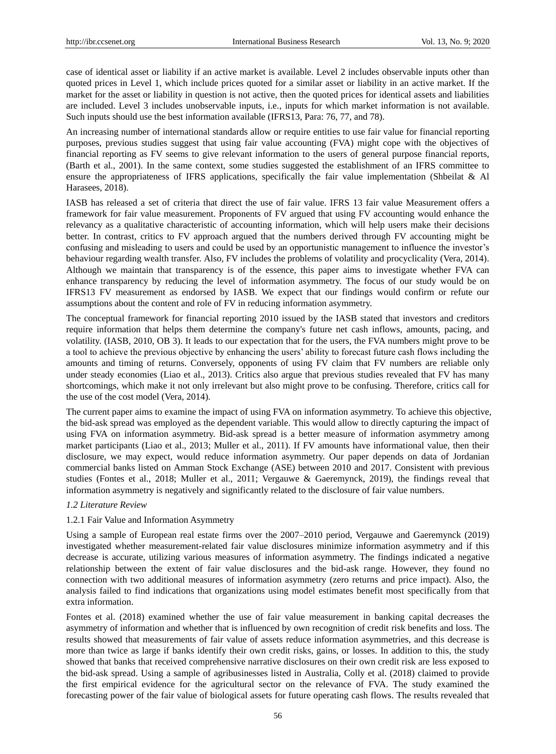case of identical asset or liability if an active market is available. Level 2 includes observable inputs other than quoted prices in Level 1, which include prices quoted for a similar asset or liability in an active market. If the market for the asset or liability in question is not active, then the quoted prices for identical assets and liabilities are included. Level 3 includes unobservable inputs, i.e., inputs for which market information is not available. Such inputs should use the best information available (IFRS13, Para: 76, 77, and 78).

An increasing number of international standards allow or require entities to use fair value for financial reporting purposes, previous studies suggest that using fair value accounting (FVA) might cope with the objectives of financial reporting as FV seems to give relevant information to the users of general purpose financial reports, (Barth et al., 2001). In the same context, some studies suggested the establishment of an IFRS committee to ensure the appropriateness of IFRS applications, specifically the fair value implementation (Shbeilat & Al Harasees, 2018).

IASB has released a set of criteria that direct the use of fair value. IFRS 13 fair value Measurement offers a framework for fair value measurement. Proponents of FV argued that using FV accounting would enhance the relevancy as a qualitative characteristic of accounting information, which will help users make their decisions better. In contrast, critics to FV approach argued that the numbers derived through FV accounting might be confusing and misleading to users and could be used by an opportunistic management to influence the investor's behaviour regarding wealth transfer. Also, FV includes the problems of volatility and procyclicality (Vera, 2014). Although we maintain that transparency is of the essence, this paper aims to investigate whether FVA can enhance transparency by reducing the level of information asymmetry. The focus of our study would be on IFRS13 FV measurement as endorsed by IASB. We expect that our findings would confirm or refute our assumptions about the content and role of FV in reducing information asymmetry.

The conceptual framework for financial reporting 2010 issued by the IASB stated that investors and creditors require information that helps them determine the company's future net cash inflows, amounts, pacing, and volatility. (IASB, 2010, OB 3). It leads to our expectation that for the users, the FVA numbers might prove to be a tool to achieve the previous objective by enhancing the users' ability to forecast future cash flows including the amounts and timing of returns. Conversely, opponents of using FV claim that FV numbers are reliable only under steady economies (Liao et al., 2013). Critics also argue that previous studies revealed that FV has many shortcomings, which make it not only irrelevant but also might prove to be confusing. Therefore, critics call for the use of the cost model (Vera, 2014).

The current paper aims to examine the impact of using FVA on information asymmetry. To achieve this objective, the bid-ask spread was employed as the dependent variable. This would allow to directly capturing the impact of using FVA on information asymmetry. Bid-ask spread is a better measure of information asymmetry among market participants (Liao et al., 2013; Muller et al., 2011). If FV amounts have informational value, then their disclosure, we may expect, would reduce information asymmetry. Our paper depends on data of Jordanian commercial banks listed on Amman Stock Exchange (ASE) between 2010 and 2017. Consistent with previous studies (Fontes et al., 2018; Muller et al., 2011; Vergauwe & Gaeremynck, 2019), the findings reveal that information asymmetry is negatively and significantly related to the disclosure of fair value numbers.

### *1.2 Literature Review*

#### 1.2.1 Fair Value and Information Asymmetry

Using a sample of European real estate firms over the 2007–2010 period, Vergauwe and Gaeremynck (2019) investigated whether measurement-related fair value disclosures minimize information asymmetry and if this decrease is accurate, utilizing various measures of information asymmetry. The findings indicated a negative relationship between the extent of fair value disclosures and the bid-ask range. However, they found no connection with two additional measures of information asymmetry (zero returns and price impact). Also, the analysis failed to find indications that organizations using model estimates benefit most specifically from that extra information.

Fontes et al. (2018) examined whether the use of fair value measurement in banking capital decreases the asymmetry of information and whether that is influenced by own recognition of credit risk benefits and loss. The results showed that measurements of fair value of assets reduce information asymmetries, and this decrease is more than twice as large if banks identify their own credit risks, gains, or losses. In addition to this, the study showed that banks that received comprehensive narrative disclosures on their own credit risk are less exposed to the bid-ask spread. Using a sample of agribusinesses listed in Australia, Colly et al. (2018) claimed to provide the first empirical evidence for the agricultural sector on the relevance of FVA. The study examined the forecasting power of the fair value of biological assets for future operating cash flows. The results revealed that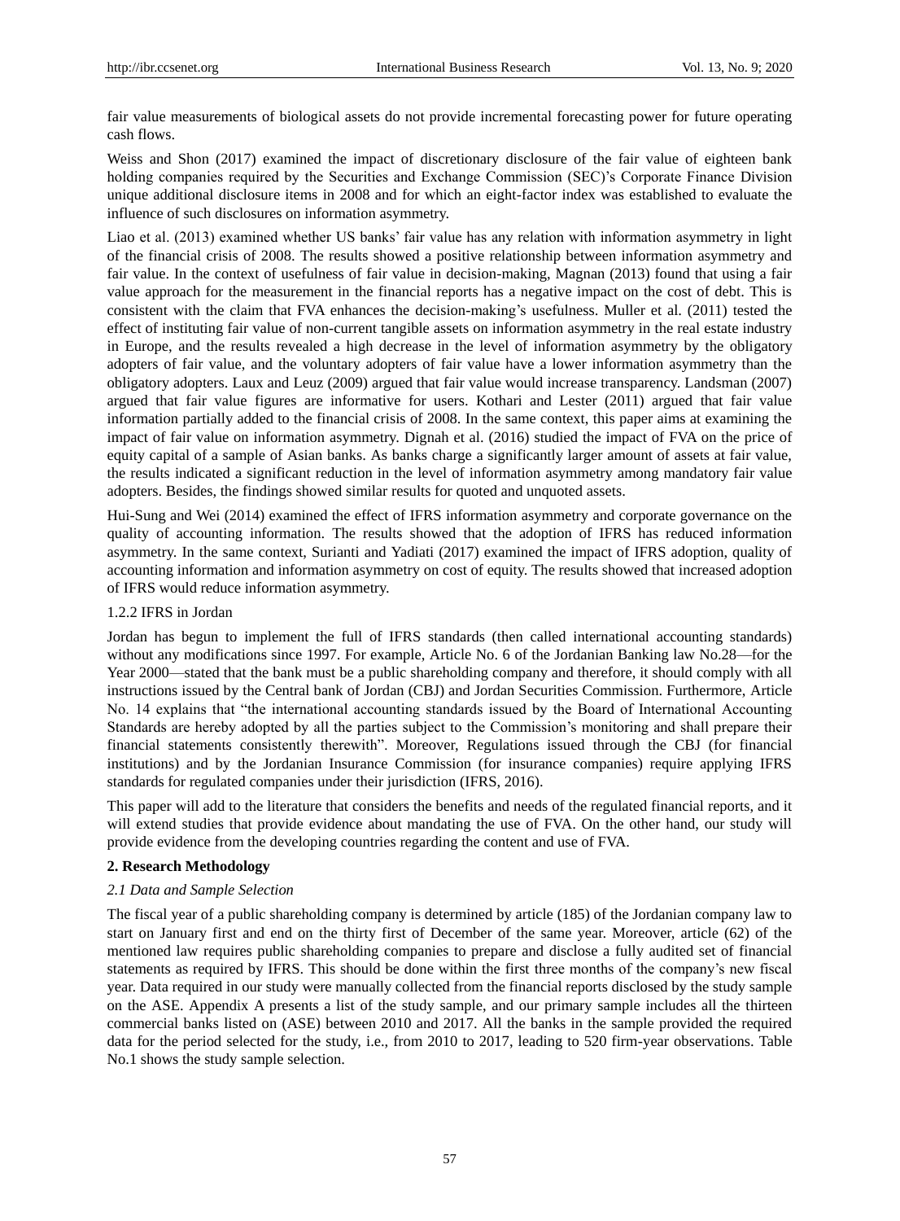fair value measurements of biological assets do not provide incremental forecasting power for future operating cash flows.

Weiss and Shon (2017) examined the impact of discretionary disclosure of the fair value of eighteen bank holding companies required by the Securities and Exchange Commission (SEC)'s Corporate Finance Division unique additional disclosure items in 2008 and for which an eight-factor index was established to evaluate the influence of such disclosures on information asymmetry.

Liao et al. (2013) examined whether US banks' fair value has any relation with information asymmetry in light of the financial crisis of 2008. The results showed a positive relationship between information asymmetry and fair value. In the context of usefulness of fair value in decision-making, Magnan (2013) found that using a fair value approach for the measurement in the financial reports has a negative impact on the cost of debt. This is consistent with the claim that FVA enhances the decision-making's usefulness. Muller et al. (2011) tested the effect of instituting fair value of non-current tangible assets on information asymmetry in the real estate industry in Europe, and the results revealed a high decrease in the level of information asymmetry by the obligatory adopters of fair value, and the voluntary adopters of fair value have a lower information asymmetry than the obligatory adopters. Laux and Leuz (2009) argued that fair value would increase transparency. Landsman (2007) argued that fair value figures are informative for users. Kothari and Lester (2011) argued that fair value information partially added to the financial crisis of 2008. In the same context, this paper aims at examining the impact of fair value on information asymmetry. Dignah et al. (2016) studied the impact of FVA on the price of equity capital of a sample of Asian banks. As banks charge a significantly larger amount of assets at fair value, the results indicated a significant reduction in the level of information asymmetry among mandatory fair value adopters. Besides, the findings showed similar results for quoted and unquoted assets.

Hui-Sung and Wei (2014) examined the effect of IFRS information asymmetry and corporate governance on the quality of accounting information. The results showed that the adoption of IFRS has reduced information asymmetry. In the same context, Surianti and Yadiati (2017) examined the impact of IFRS adoption, quality of accounting information and information asymmetry on cost of equity. The results showed that increased adoption of IFRS would reduce information asymmetry.

1.2.2 IFRS in Jordan

Jordan has begun to implement the full of IFRS standards (then called international accounting standards) without any modifications since 1997. For example, Article No. 6 of the Jordanian Banking law No.28—for the Year 2000—stated that the bank must be a public shareholding company and therefore, it should comply with all instructions issued by the Central bank of Jordan (CBJ) and Jordan Securities Commission. Furthermore, Article No. 14 explains that "the international accounting standards issued by the Board of International Accounting Standards are hereby adopted by all the parties subject to the Commission's monitoring and shall prepare their financial statements consistently therewith". Moreover, Regulations issued through the CBJ (for financial institutions) and by the Jordanian Insurance Commission (for insurance companies) require applying IFRS standards for regulated companies under their jurisdiction (IFRS, 2016).

This paper will add to the literature that considers the benefits and needs of the regulated financial reports, and it will extend studies that provide evidence about mandating the use of FVA. On the other hand, our study will provide evidence from the developing countries regarding the content and use of FVA.

## 2. Research Methodology

### *2.1 Data and Sample Selection*

The fiscal year of a public shareholding company is determined by article (185) of the Jordanian company law to start on January first and end on the thirty first of December of the same year. Moreover, article (62) of the mentioned law requires public shareholding companies to prepare and disclose a fully audited set of financial statements as required by IFRS. This should be done within the first three months of the company's new fiscal year. Data required in our study were manually collected from the financial reports disclosed by the study sample on the ASE. Appendix A presents a list of the study sample, and our primary sample includes all the thirteen commercial banks listed on (ASE) between 2010 and 2017. All the banks in the sample provided the required data for the period selected for the study, i.e., from 2010 to 2017, leading to 520 firm-year observations. Table No.1 shows the study sample selection.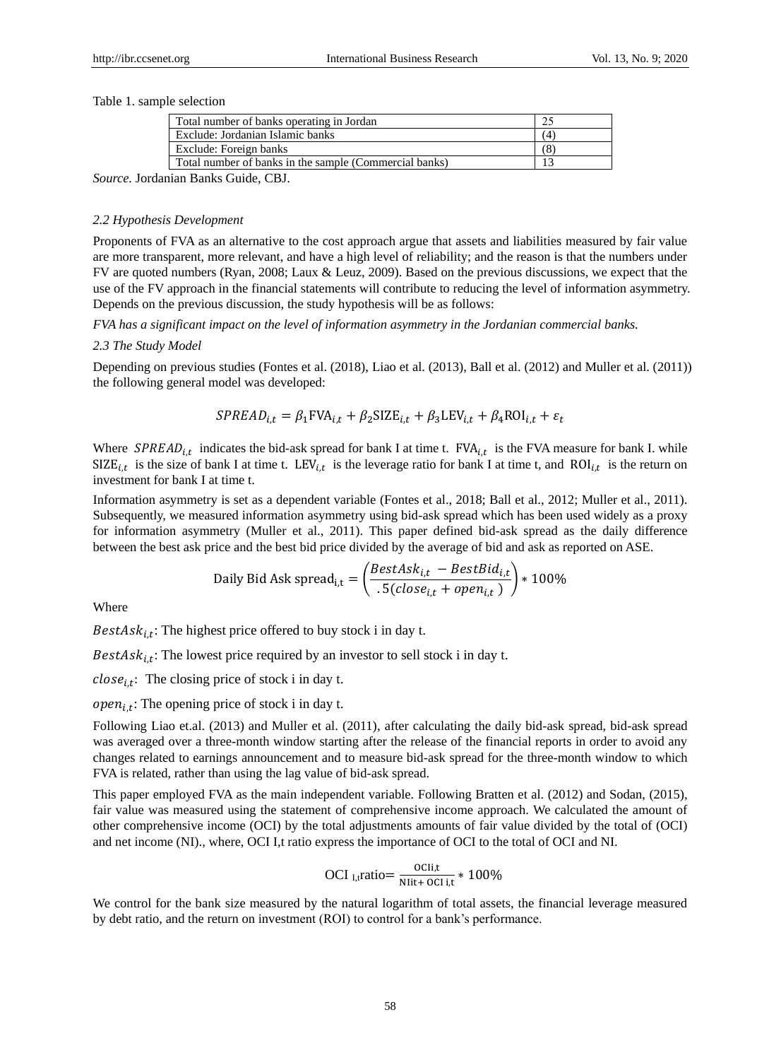Table 1. sample selection

| Total number of banks operating in Jordan | 25 |
|---|---|
| Exclude: Jordanian Islamic banks | (4) |
| Exclude: Foreign banks | (8) |
| Total number of banks in the sample (Commercial banks) | 13 |

*Source.* Jordanian Banks Guide, CBJ.

### 2.2 Hypothesis Development

Proponents of FVA as an alternative to the cost approach argue that assets and liabilities measured by fair value are more transparent, more relevant, and have a high level of reliability; and the reason is that the numbers under FV are quoted numbers (Ryan, 2008; Laux & Leuz, 2009). Based on the previous discussions, we expect that the use of the FV approach in the financial statements will contribute to reducing the level of information asymmetry. Depends on the previous discussion, the study hypothesis will be as follows:

*FVA has a significant impact on the level of information asymmetry in the Jordanian commercial banks.*

### 2.3 The Study Model

Depending on previous studies (Fontes et al. (2018), Liao et al. (2013), Ball et al. (2012) and Muller et al. (2011)) the following general model was developed:

$$SPREAD_{i,t} = \beta_1 \mathrm{FVA}_{i,t} + \beta_2 \mathrm{SIZE}_{i,t} + \beta_3 \mathrm{LEV}_{i,t} + \beta_4 \mathrm{ROI}_{i,t} + \varepsilon_t$$

Where $SPREAD_{i,t}$ indicates the bid-ask spread for bank I at time t. $\mathrm{FVA}_{i,t}$ is the FVA measure for bank I. while $\mathrm{SIZE}_{i,t}$ is the size of bank I at time t. $\mathrm{LEV}_{i,t}$ is the leverage ratio for bank I at time t, and $\mathrm{ROI}_{i,t}$ is the return on investment for bank I at time t.

Information asymmetry is set as a dependent variable (Fontes et al., 2018; Ball et al., 2012; Muller et al., 2011). Subsequently, we measured information asymmetry using bid-ask spread which has been used widely as a proxy for information asymmetry (Muller et al., 2011). This paper defined bid-ask spread as the daily difference between the best ask price and the best bid price divided by the average of bid and ask as reported on ASE.

$$\text{Daily Bid Ask spread}_{\mathrm{i,t}} = \left(\frac{BestAsk_{i,t} - BestBid_{i,t}}{.5(close_{i,t} + open_{i,t})}\right) * 100\%$$

Where

$BestAsk_{i,t}$: The highest price offered to buy stock i in day t.

$BestAsk_{i,t}$: The lowest price required by an investor to sell stock i in day t.

$close_{i,t}$: The closing price of stock i in day t.

$open_{i,t}$: The opening price of stock i in day t.

Following Liao et.al. (2013) and Muller et al. (2011), after calculating the daily bid-ask spread, bid-ask spread was averaged over a three-month window starting after the release of the financial reports in order to avoid any changes related to earnings announcement and to measure bid-ask spread for the three-month window to which FVA is related, rather than using the lag value of bid-ask spread.

This paper employed FVA as the main independent variable. Following Bratten et al. (2012) and Sodan, (2015), fair value was measured using the statement of comprehensive income approach. We calculated the amount of other comprehensive income (OCI) by the total adjustments amounts of fair value divided by the total of (OCI) and net income (NI)., where, OCI I,t ratio express the importance of OCI to the total of OCI and NI.

$$\text{OCI}_{\mathrm{I,t}}\text{ratio} = \frac{\mathrm{OCIi,t}}{\mathrm{NIit + OCI\ i,t}} * 100\%$$

We control for the bank size measured by the natural logarithm of total assets, the financial leverage measured by debt ratio, and the return on investment (ROI) to control for a bank's performance.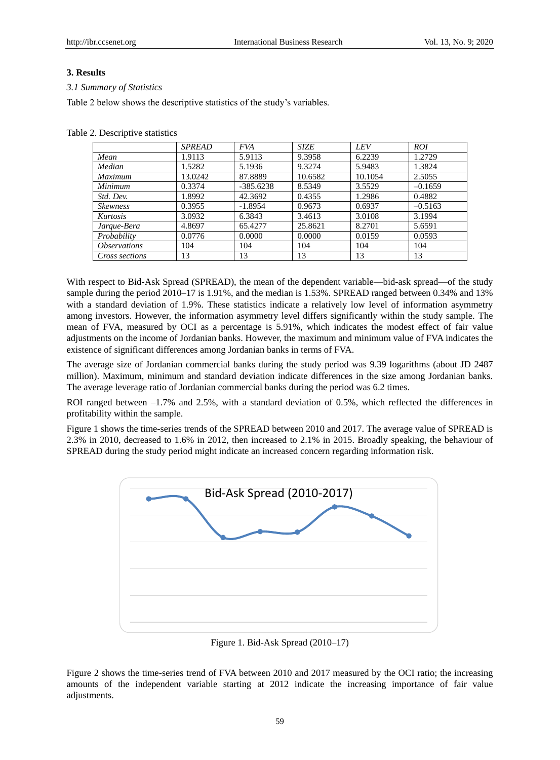## 3. Results

### 3.1 Summary of Statistics

Table 2 below shows the descriptive statistics of the study's variables.

Table 2. Descriptive statistics

| | *SPREAD* | *FVA* | *SIZE* | *LEV* | *ROI* |
|---|---|---|---|---|---|
| *Mean* | 1.9113 | 5.9113 | 9.3958 | 6.2239 | 1.2729 |
| *Median* | 1.5282 | 5.1936 | 9.3274 | 5.9483 | 1.3824 |
| *Maximum* | 13.0242 | 87.8889 | 10.6582 | 10.1054 | 2.5055 |
| *Minimum* | 0.3374 | -385.6238 | 8.5349 | 3.5529 | –0.1659 |
| *Std. Dev.* | 1.8992 | 42.3692 | 0.4355 | 1.2986 | 0.4882 |
| *Skewness* | 0.3955 | -1.8954 | 0.9673 | 0.6937 | –0.5163 |
| *Kurtosis* | 3.0932 | 6.3843 | 3.4613 | 3.0108 | 3.1994 |
| *Jarque-Bera* | 4.8697 | 65.4277 | 25.8621 | 8.2701 | 5.6591 |
| *Probability* | 0.0776 | 0.0000 | 0.0000 | 0.0159 | 0.0593 |
| *Observations* | 104 | 104 | 104 | 104 | 104 |
| *Cross sections* | 13 | 13 | 13 | 13 | 13 |

With respect to Bid-Ask Spread (SPREAD), the mean of the dependent variable—bid-ask spread—of the study sample during the period 2010–17 is 1.91%, and the median is 1.53%. SPREAD ranged between 0.34% and 13% with a standard deviation of 1.9%. These statistics indicate a relatively low level of information asymmetry among investors. However, the information asymmetry level differs significantly within the study sample. The mean of FVA, measured by OCI as a percentage is 5.91%, which indicates the modest effect of fair value adjustments on the income of Jordanian banks. However, the maximum and minimum value of FVA indicates the existence of significant differences among Jordanian banks in terms of FVA.

The average size of Jordanian commercial banks during the study period was 9.39 logarithms (about JD 2487 million). Maximum, minimum and standard deviation indicate differences in the size among Jordanian banks. The average leverage ratio of Jordanian commercial banks during the period was 6.2 times.

ROI ranged between –1.7% and 2.5%, with a standard deviation of 0.5%, which reflected the differences in profitability within the sample.

Figure 1 shows the time-series trends of the SPREAD between 2010 and 2017. The average value of SPREAD is 2.3% in 2010, decreased to 1.6% in 2012, then increased to 2.1% in 2015. Broadly speaking, the behaviour of SPREAD during the study period might indicate an increased concern regarding information risk.

Figure 1. Bid-Ask Spread (2010–17)

Figure 2 shows the time-series trend of FVA between 2010 and 2017 measured by the OCI ratio; the increasing amounts of the independent variable starting at 2012 indicate the increasing importance of fair value adjustments.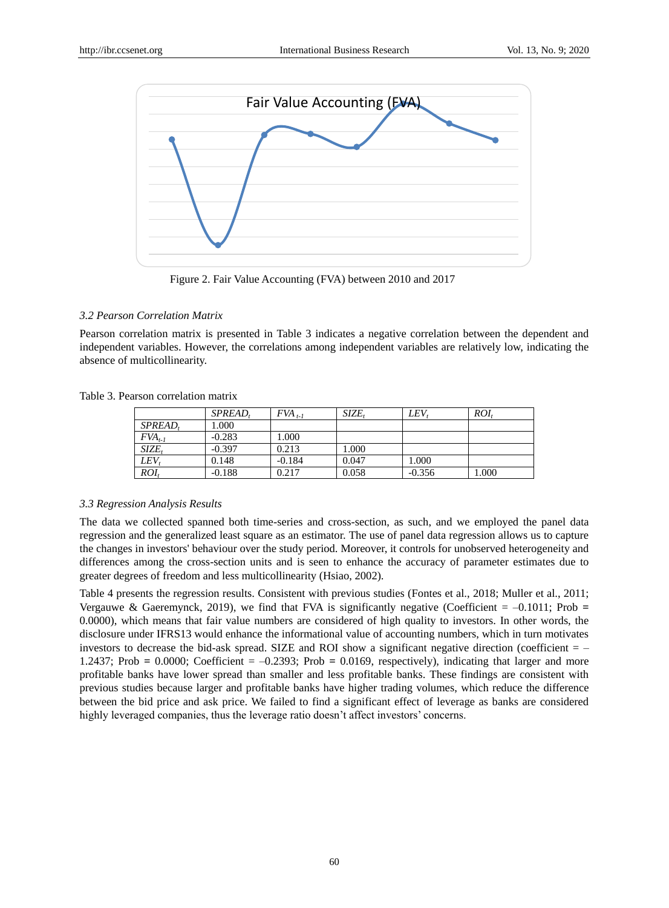Figure 2. Fair Value Accounting (FVA) between 2010 and 2017

### 3.2 Pearson Correlation Matrix

Pearson correlation matrix is presented in Table 3 indicates a negative correlation between the dependent and independent variables. However, the correlations among independent variables are relatively low, indicating the absence of multicollinearity.

Table 3. Pearson correlation matrix

| | $SPREAD_t$ | $FVA_{t-1}$ | $SIZE_t$ | $LEV_t$ | $ROI_t$ |
|---|---|---|---|---|---|
| $SPREAD_t$ | 1.000 | | | | |
| $FVA_{t-1}$ | -0.283 | 1.000 | | | |
| $SIZE_t$ | -0.397 | 0.213 | 1.000 | | |
| $LEV_t$ | 0.148 | -0.184 | 0.047 | 1.000 | |
| $ROI_t$ | -0.188 | 0.217 | 0.058 | -0.356 | 1.000 |

### 3.3 Regression Analysis Results

The data we collected spanned both time-series and cross-section, as such, and we employed the panel data regression and the generalized least square as an estimator. The use of panel data regression allows us to capture the changes in investors' behaviour over the study period. Moreover, it controls for unobserved heterogeneity and differences among the cross-section units and is seen to enhance the accuracy of parameter estimates due to greater degrees of freedom and less multicollinearity (Hsiao, 2002).

Table 4 presents the regression results. Consistent with previous studies (Fontes et al., 2018; Muller et al., 2011; Vergauwe & Gaeremynck, 2019), we find that FVA is significantly negative (Coefficient = –0.1011; Prob = 0.0000), which means that fair value numbers are considered of high quality to investors. In other words, the disclosure under IFRS13 would enhance the informational value of accounting numbers, which in turn motivates investors to decrease the bid-ask spread. SIZE and ROI show a significant negative direction (coefficient = –1.2437; Prob = 0.0000; Coefficient = –0.2393; Prob = 0.0169, respectively), indicating that larger and more profitable banks have lower spread than smaller and less profitable banks. These findings are consistent with previous studies because larger and profitable banks have higher trading volumes, which reduce the difference between the bid price and ask price. We failed to find a significant effect of leverage as banks are considered highly leveraged companies, thus the leverage ratio doesn't affect investors' concerns.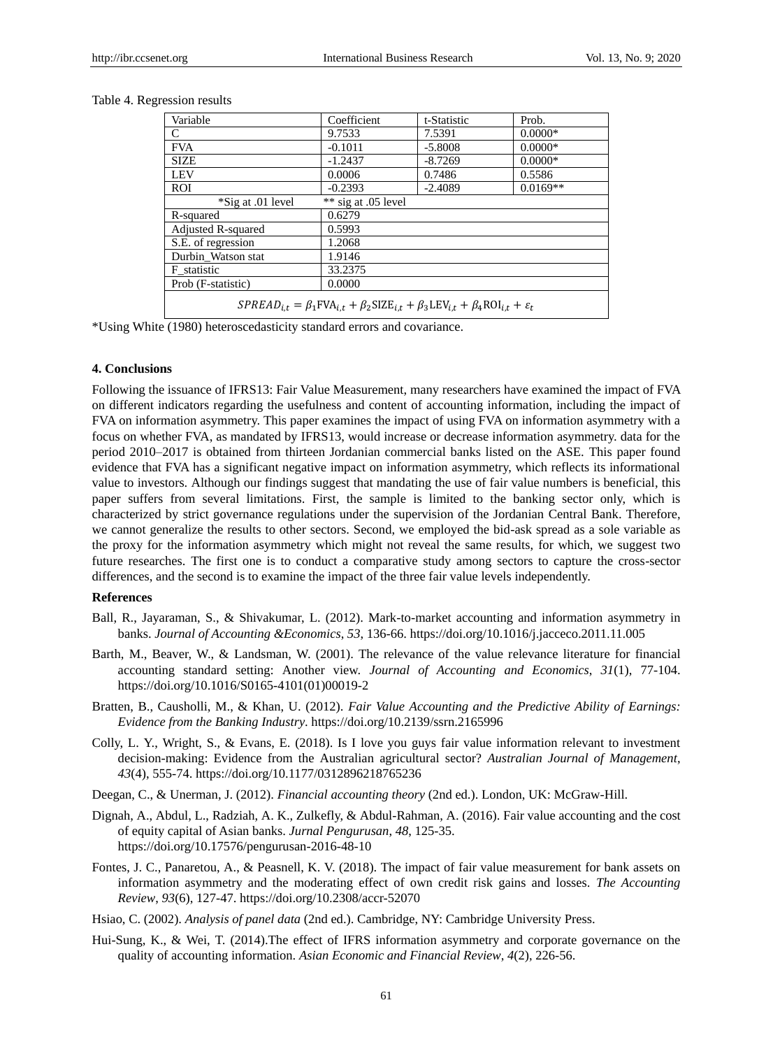Table 4. Regression results

| Variable | Coefficient | t-Statistic | Prob. |
|---|---|---|---|
| C | 9.7533 | 7.5391 | 0.0000* |
| FVA | -0.1011 | -5.8008 | 0.0000* |
| SIZE | -1.2437 | -8.7269 | 0.0000* |
| LEV | 0.0006 | 0.7486 | 0.5586 |
| ROI | -0.2393 | -2.4089 | 0.0169** |
| *Sig at .01 level | ** sig at .05 level | | |
| R-squared | 0.6279 | | |
| Adjusted R-squared | 0.5993 | | |
| S.E. of regression | 1.2068 | | |
| Durbin_Watson stat | 1.9146 | | |
| F_statistic | 33.2375 | | |
| Prob (F-statistic) | 0.0000 | | |
| $SPREAD_{i,t} = \beta_1 FVA_{i,t} + \beta_2 SIZE_{i,t} + \beta_3 LEV_{i,t} + \beta_4 ROI_{i,t} + \varepsilon_t$ | | | |

*Using White (1980) heteroscedasticity standard errors and covariance.

## 4. Conclusions

Following the issuance of IFRS13: Fair Value Measurement, many researchers have examined the impact of FVA on different indicators regarding the usefulness and content of accounting information, including the impact of FVA on information asymmetry. This paper examines the impact of using FVA on information asymmetry with a focus on whether FVA, as mandated by IFRS13, would increase or decrease information asymmetry. data for the period 2010–2017 is obtained from thirteen Jordanian commercial banks listed on the ASE. This paper found evidence that FVA has a significant negative impact on information asymmetry, which reflects its informational value to investors. Although our findings suggest that mandating the use of fair value numbers is beneficial, this paper suffers from several limitations. First, the sample is limited to the banking sector only, which is characterized by strict governance regulations under the supervision of the Jordanian Central Bank. Therefore, we cannot generalize the results to other sectors. Second, we employed the bid-ask spread as a sole variable as the proxy for the information asymmetry which might not reveal the same results, for which, we suggest two future researches. The first one is to conduct a comparative study among sectors to capture the cross-sector differences, and the second is to examine the impact of the three fair value levels independently.

## References

Ball, R., Jayaraman, S., & Shivakumar, L. (2012). Mark-to-market accounting and information asymmetry in banks. *Journal of Accounting &Economics*, *53*, 136-66. https://doi.org/10.1016/j.jacceco.2011.11.005

Barth, M., Beaver, W., & Landsman, W. (2001). The relevance of the value relevance literature for financial accounting standard setting: Another view. *Journal of Accounting and Economics*, *31*(1), 77-104. https://doi.org/10.1016/S0165-4101(01)00019-2

Bratten, B., Causholli, M., & Khan, U. (2012). *Fair Value Accounting and the Predictive Ability of Earnings: Evidence from the Banking Industry*. https://doi.org/10.2139/ssrn.2165996

Colly, L. Y., Wright, S., & Evans, E. (2018). Is I love you guys fair value information relevant to investment decision-making: Evidence from the Australian agricultural sector? *Australian Journal of Management*, *43*(4), 555-74. https://doi.org/10.1177/0312896218765236

Deegan, C., & Unerman, J. (2012). *Financial accounting theory* (2nd ed.). London, UK: McGraw-Hill.

Dignah, A., Abdul, L., Radziah, A. K., Zulkefly, & Abdul-Rahman, A. (2016). Fair value accounting and the cost of equity capital of Asian banks. *Jurnal Pengurusan*, *48*, 125-35. https://doi.org/10.17576/pengurusan-2016-48-10

Fontes, J. C., Panaretou, A., & Peasnell, K. V. (2018). The impact of fair value measurement for bank assets on information asymmetry and the moderating effect of own credit risk gains and losses. *The Accounting Review*, *93*(6), 127-47. https://doi.org/10.2308/accr-52070

Hsiao, C. (2002). *Analysis of panel data* (2nd ed.). Cambridge, NY: Cambridge University Press.

Hui-Sung, K., & Wei, T. (2014).The effect of IFRS information asymmetry and corporate governance on the quality of accounting information. *Asian Economic and Financial Review*, *4*(2), 226-56.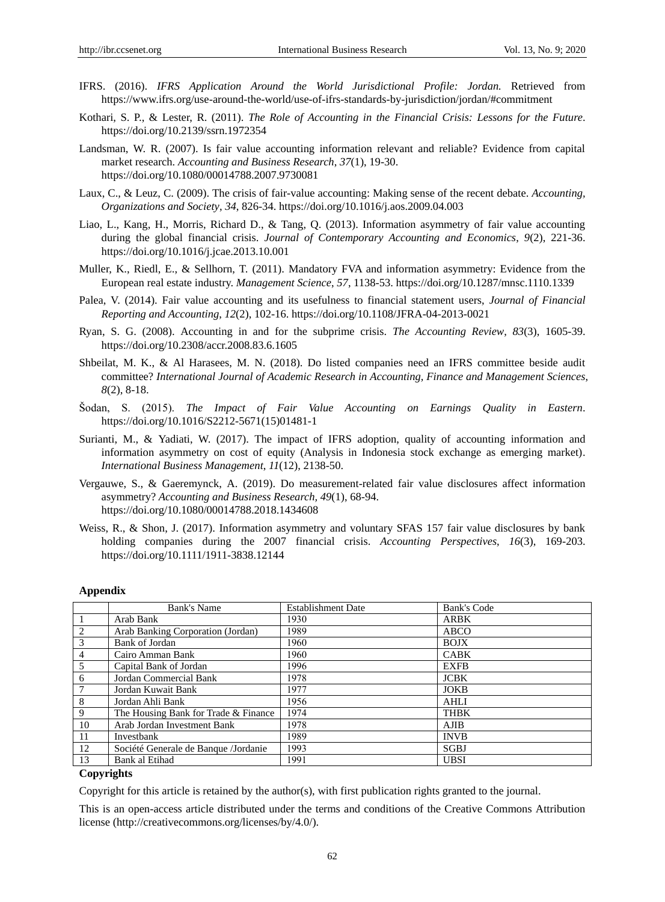IFRS. (2016). *IFRS Application Around the World Jurisdictional Profile: Jordan.* Retrieved from https://www.ifrs.org/use-around-the-world/use-of-ifrs-standards-by-jurisdiction/jordan/#commitment

Kothari, S. P., & Lester, R. (2011). *The Role of Accounting in the Financial Crisis: Lessons for the Future*. https://doi.org/10.2139/ssrn.1972354

Landsman, W. R. (2007). Is fair value accounting information relevant and reliable? Evidence from capital market research. *Accounting and Business Research*, *37*(1), 19-30. https://doi.org/10.1080/00014788.2007.9730081

Laux, C., & Leuz, C. (2009). The crisis of fair-value accounting: Making sense of the recent debate. *Accounting, Organizations and Society*, *34*, 826-34. https://doi.org/10.1016/j.aos.2009.04.003

Liao, L., Kang, H., Morris, Richard D., & Tang, Q. (2013). Information asymmetry of fair value accounting during the global financial crisis. *Journal of Contemporary Accounting and Economics*, *9*(2), 221-36. https://doi.org/10.1016/j.jcae.2013.10.001

Muller, K., Riedl, E., & Sellhorn, T. (2011). Mandatory FVA and information asymmetry: Evidence from the European real estate industry. *Management Science*, *57*, 1138-53. https://doi.org/10.1287/mnsc.1110.1339

Palea, V. (2014). Fair value accounting and its usefulness to financial statement users, *Journal of Financial Reporting and Accounting*, *12*(2), 102-16. https://doi.org/10.1108/JFRA-04-2013-0021

Ryan, S. G. (2008). Accounting in and for the subprime crisis. *The Accounting Review*, *83*(3), 1605-39. https://doi.org/10.2308/accr.2008.83.6.1605

Shbeilat, M. K., & Al Harasees, M. N. (2018). Do listed companies need an IFRS committee beside audit committee? *International Journal of Academic Research in Accounting, Finance and Management Sciences*, *8*(2), 8-18.

Šodan, S. (2015). *The Impact of Fair Value Accounting on Earnings Quality in Eastern*. https://doi.org/10.1016/S2212-5671(15)01481-1

Surianti, M., & Yadiati, W. (2017). The impact of IFRS adoption, quality of accounting information and information asymmetry on cost of equity (Analysis in Indonesia stock exchange as emerging market). *International Business Management*, *11*(12), 2138-50.

Vergauwe, S., & Gaeremynck, A. (2019). Do measurement-related fair value disclosures affect information asymmetry? *Accounting and Business Research, 49*(1), 68-94. https://doi.org/10.1080/00014788.2018.1434608

Weiss, R., & Shon, J. (2017). Information asymmetry and voluntary SFAS 157 fair value disclosures by bank holding companies during the 2007 financial crisis. *Accounting Perspectives*, *16*(3), 169-203. https://doi.org/10.1111/1911-3838.12144

**Appendix**

| | Bank's Name | Establishment Date | Bank's Code |
|---|---|---|---|
| 1 | Arab Bank | 1930 | ARBK |
| 2 | Arab Banking Corporation (Jordan) | 1989 | ABCO |
| 3 | Bank of Jordan | 1960 | BOJX |
| 4 | Cairo Amman Bank | 1960 | CABK |
| 5 | Capital Bank of Jordan | 1996 | EXFB |
| 6 | Jordan Commercial Bank | 1978 | JCBK |
| 7 | Jordan Kuwait Bank | 1977 | JOKB |
| 8 | Jordan Ahli Bank | 1956 | AHLI |
| 9 | The Housing Bank for Trade & Finance | 1974 | THBK |
| 10 | Arab Jordan Investment Bank | 1978 | AJIB |
| 11 | Investbank | 1989 | INVB |
| 12 | Société Generale de Banque /Jordanie | 1993 | SGBJ |
| 13 | Bank al Etihad | 1991 | UBSI |

**Copyrights**

Copyright for this article is retained by the author(s), with first publication rights granted to the journal.

This is an open-access article distributed under the terms and conditions of the Creative Commons Attribution license (http://creativecommons.org/licenses/by/4.0/).